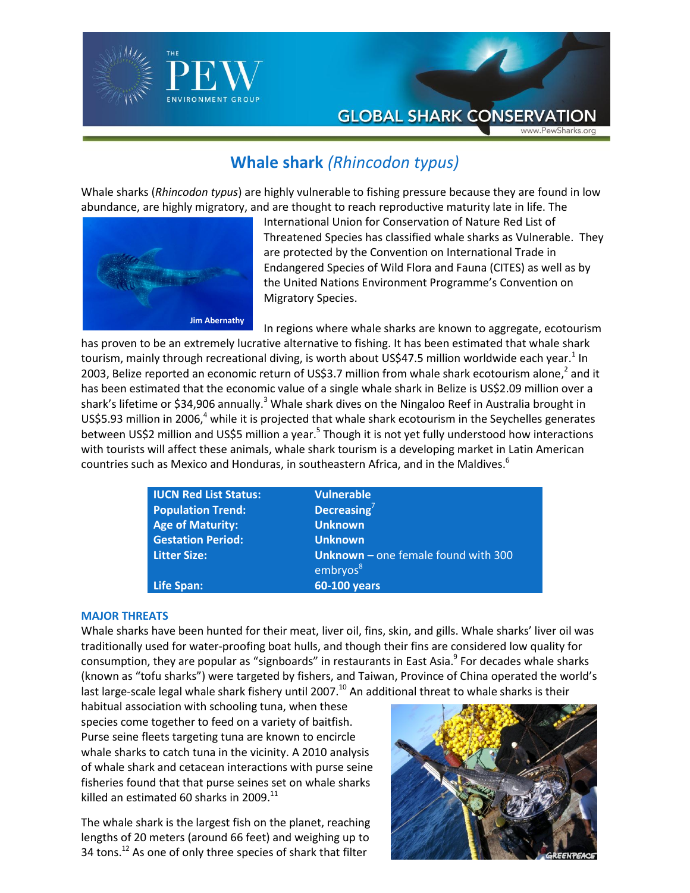# Whale shark *(Rhincodon typus)*

Whale sharks (*Rhincodon typus*) are highly vulnerable to fishing pressure because they are found in low abundance, are highly migratory, and are thought to reach reproductive maturity late in life. The International Union for Conservation of Nature Red List of Threatened Species has classified whale sharks as Vulnerable. They are protected by the Convention on International Trade in Endangered Species of Wild Flora and Fauna (CITES) as well as by the United Nations Environment Programme's Convention on Migratory Species.

Jim Abernathy

In regions where whale sharks are known to aggregate, ecotourism has proven to be an extremely lucrative alternative to fishing. It has been estimated that whale shark tourism, mainly through recreational diving, is worth about US$47.5 million worldwide each year.[1] In 2003, Belize reported an economic return of US$3.7 million from whale shark ecotourism alone,[2] and it has been estimated that the economic value of a single whale shark in Belize is US$2.09 million over a shark's lifetime or $34,906 annually.[3] Whale shark dives on the Ningaloo Reef in Australia brought in US$5.93 million in 2006,[4] while it is projected that whale shark ecotourism in the Seychelles generates between US$2 million and US$5 million a year.[5] Though it is not yet fully understood how interactions with tourists will affect these animals, whale shark tourism is a developing market in Latin American countries such as Mexico and Honduras, in southeastern Africa, and in the Maldives.[6]

| | |
|---|---|
| **IUCN Red List Status:** | **Vulnerable** |
| **Population Trend:** | **Decreasing**[7] |
| **Age of Maturity:** | **Unknown** |
| **Gestation Period:** | **Unknown** |
| **Litter Size:** | **Unknown –** one female found with 300 embryos[8] |
| **Life Span:** | **60-100 years** |

## MAJOR THREATS

Whale sharks have been hunted for their meat, liver oil, fins, skin, and gills. Whale sharks' liver oil was traditionally used for water-proofing boat hulls, and though their fins are considered low quality for consumption, they are popular as "signboards" in restaurants in East Asia.[9] For decades whale sharks (known as "tofu sharks") were targeted by fishers, and Taiwan, Province of China operated the world's last large-scale legal whale shark fishery until 2007.[10] An additional threat to whale sharks is their habitual association with schooling tuna, when these species come together to feed on a variety of baitfish. Purse seine fleets targeting tuna are known to encircle whale sharks to catch tuna in the vicinity. A 2010 analysis of whale shark and cetacean interactions with purse seine fisheries found that that purse seines set on whale sharks killed an estimated 60 sharks in 2009.[11]

The whale shark is the largest fish on the planet, reaching lengths of 20 meters (around 66 feet) and weighing up to 34 tons.[12] As one of only three species of shark that filter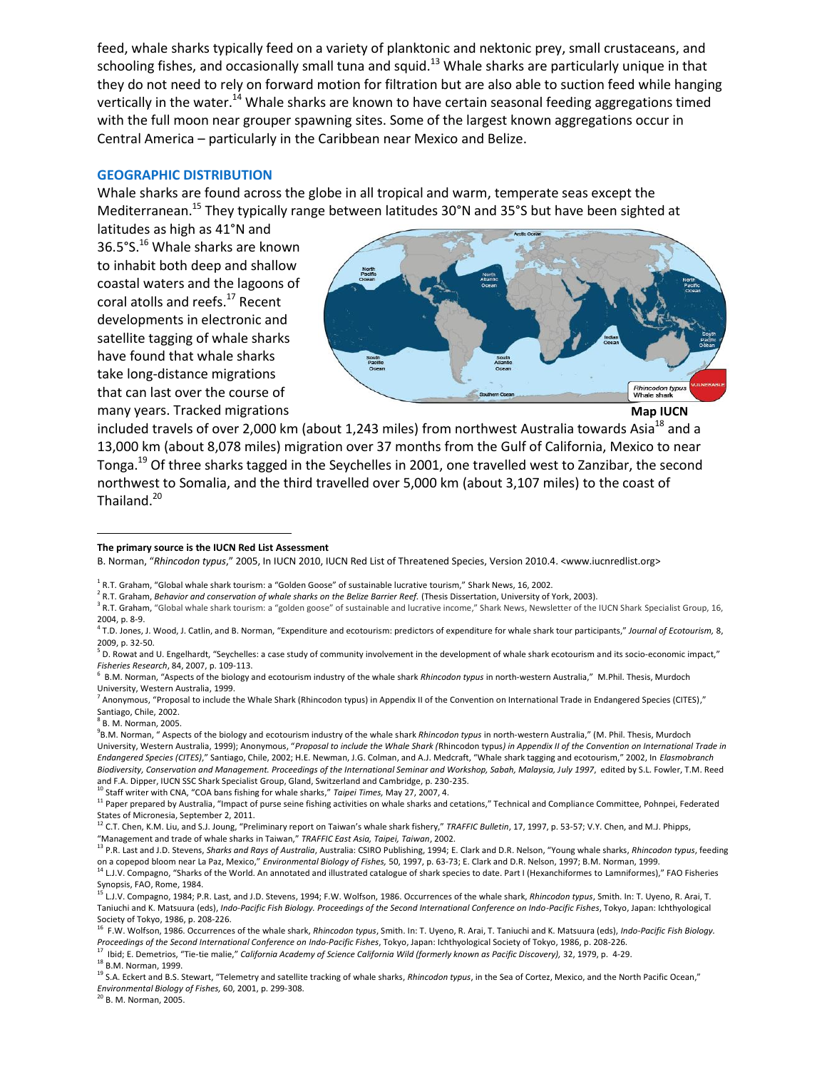feed, whale sharks typically feed on a variety of planktonic and nektonic prey, small crustaceans, and schooling fishes, and occasionally small tuna and squid.[13] Whale sharks are particularly unique in that they do not need to rely on forward motion for filtration but are also able to suction feed while hanging vertically in the water.[14] Whale sharks are known to have certain seasonal feeding aggregations timed with the full moon near grouper spawning sites. Some of the largest known aggregations occur in Central America – particularly in the Caribbean near Mexico and Belize.

## GEOGRAPHIC DISTRIBUTION

Whale sharks are found across the globe in all tropical and warm, temperate seas except the Mediterranean.[15] They typically range between latitudes 30°N and 35°S but have been sighted at latitudes as high as 41°N and 36.5°S.[16] Whale sharks are known to inhabit both deep and shallow coastal waters and the lagoons of coral atolls and reefs.[17] Recent developments in electronic and satellite tagging of whale sharks have found that whale sharks take long-distance migrations that can last over the course of many years. Tracked migrations included travels of over 2,000 km (about 1,243 miles) from northwest Australia towards Asia[18] and a 13,000 km (about 8,078 miles) migration over 37 months from the Gulf of California, Mexico to near Tonga.[19] Of three sharks tagged in the Seychelles in 2001, one travelled west to Zanzibar, the second northwest to Somalia, and the third travelled over 5,000 km (about 3,107 miles) to the coast of Thailand.[20]

Arctic Ocean
North Pacific Ocean
North Atlantic Ocean
North Pacific Ocean
Indian Ocean
South Pacific Ocean
South Pacific Ocean
South Atlantic Ocean
Southern Ocean
*Rhincodon typus*
Whale shark
VULNERABLE

**Map IUCN**

---

**The primary source is the IUCN Red List Assessment**

B. Norman, "*Rhincodon typus*," 2005, In IUCN 2010, IUCN Red List of Threatened Species, Version 2010.4. <www.iucnredlist.org>

[1] R.T. Graham, "Global whale shark tourism: a "Golden Goose" of sustainable lucrative tourism," Shark News, 16, 2002.

[2] R.T. Graham, *Behavior and conservation of whale sharks on the Belize Barrier Reef.* (Thesis Dissertation, University of York, 2003).

[3] R.T. Graham, "Global whale shark tourism: a "golden goose" of sustainable and lucrative income," Shark News, Newsletter of the IUCN Shark Specialist Group, 16, 2004, p. 8-9.

[4] T.D. Jones, J. Wood, J. Catlin, and B. Norman, "Expenditure and ecotourism: predictors of expenditure for whale shark tour participants," *Journal of Ecotourism,* 8, 2009, p. 32-50.

[5] D. Rowat and U. Engelhardt, "Seychelles: a case study of community involvement in the development of whale shark ecotourism and its socio-economic impact," *Fisheries Research*, 84, 2007, p. 109-113.

[6] B.M. Norman, "Aspects of the biology and ecotourism industry of the whale shark *Rhincodon typus* in north-western Australia," M.Phil. Thesis, Murdoch University, Western Australia, 1999.

[7] Anonymous, "Proposal to include the Whale Shark (Rhincodon typus) in Appendix II of the Convention on International Trade in Endangered Species (CITES)," Santiago, Chile, 2002.

[8] B. M. Norman, 2005.

[9] B.M. Norman, " Aspects of the biology and ecotourism industry of the whale shark *Rhincodon typus* in north-western Australia," (M. Phil. Thesis, Murdoch University, Western Australia, 1999); Anonymous, "*Proposal to include the Whale Shark (*Rhincodon typus*) in Appendix II of the Convention on International Trade in Endangered Species (CITES)*," Santiago, Chile, 2002; H.E. Newman, J.G. Colman, and A.J. Medcraft, "Whale shark tagging and ecotourism," 2002, In *Elasmobranch Biodiversity, Conservation and Management. Proceedings of the International Seminar and Workshop, Sabah, Malaysia, July 1997*, edited by S.L. Fowler, T.M. Reed and F.A. Dipper, IUCN SSC Shark Specialist Group, Gland, Switzerland and Cambridge, p. 230-235.

[10] Staff writer with CNA, "COA bans fishing for whale sharks," *Taipei Times,* May 27, 2007, 4.

[11] Paper prepared by Australia, "Impact of purse seine fishing activities on whale sharks and cetations," Technical and Compliance Committee, Pohnpei, Federated States of Micronesia, September 2, 2011.

[12] C.T. Chen, K.M. Liu, and S.J. Joung, "Preliminary report on Taiwan's whale shark fishery," *TRAFFIC Bulletin*, 17, 1997, p. 53-57; V.Y. Chen, and M.J. Phipps, "Management and trade of whale sharks in Taiwan," *TRAFFIC East Asia, Taipei, Taiwan*, 2002.

[13] P.R. Last and J.D. Stevens, *Sharks and Rays of Australia*, Australia: CSIRO Publishing, 1994; E. Clark and D.R. Nelson, "Young whale sharks, *Rhincodon typus*, feeding on a copepod bloom near La Paz, Mexico," *Environmental Biology of Fishes,* 50, 1997, p. 63-73; E. Clark and D.R. Nelson, 1997; B.M. Norman, 1999.

[14] L.J.V. Compagno, "Sharks of the World. An annotated and illustrated catalogue of shark species to date. Part I (Hexanchiformes to Lamniformes)," FAO Fisheries Synopsis, FAO, Rome, 1984.

[15] L.J.V. Compagno, 1984; P.R. Last, and J.D. Stevens, 1994; F.W. Wolfson, 1986. Occurrences of the whale shark, *Rhincodon typus*, Smith. In: T. Uyeno, R. Arai, T. Taniuchi and K. Matsuura (eds), *Indo-Pacific Fish Biology. Proceedings of the Second International Conference on Indo-Pacific Fishes*, Tokyo, Japan: Ichthyological Society of Tokyo, 1986, p. 208-226.

[16] F.W. Wolfson, 1986. Occurrences of the whale shark, *Rhincodon typus*, Smith. In: T. Uyeno, R. Arai, T. Taniuchi and K. Matsuura (eds), *Indo-Pacific Fish Biology. Proceedings of the Second International Conference on Indo-Pacific Fishes*, Tokyo, Japan: Ichthyological Society of Tokyo, 1986, p. 208-226.

[17] Ibid; E. Demetrios, "Tie-tie malie," *California Academy of Science California Wild (formerly known as Pacific Discovery),* 32, 1979, p. 4-29.

[18] B.M. Norman, 1999.

[19] S.A. Eckert and B.S. Stewart, "Telemetry and satellite tracking of whale sharks, *Rhincodon typus*, in the Sea of Cortez, Mexico, and the North Pacific Ocean," *Environmental Biology of Fishes,* 60, 2001, p. 299-308.

[20] B. M. Norman, 2005.